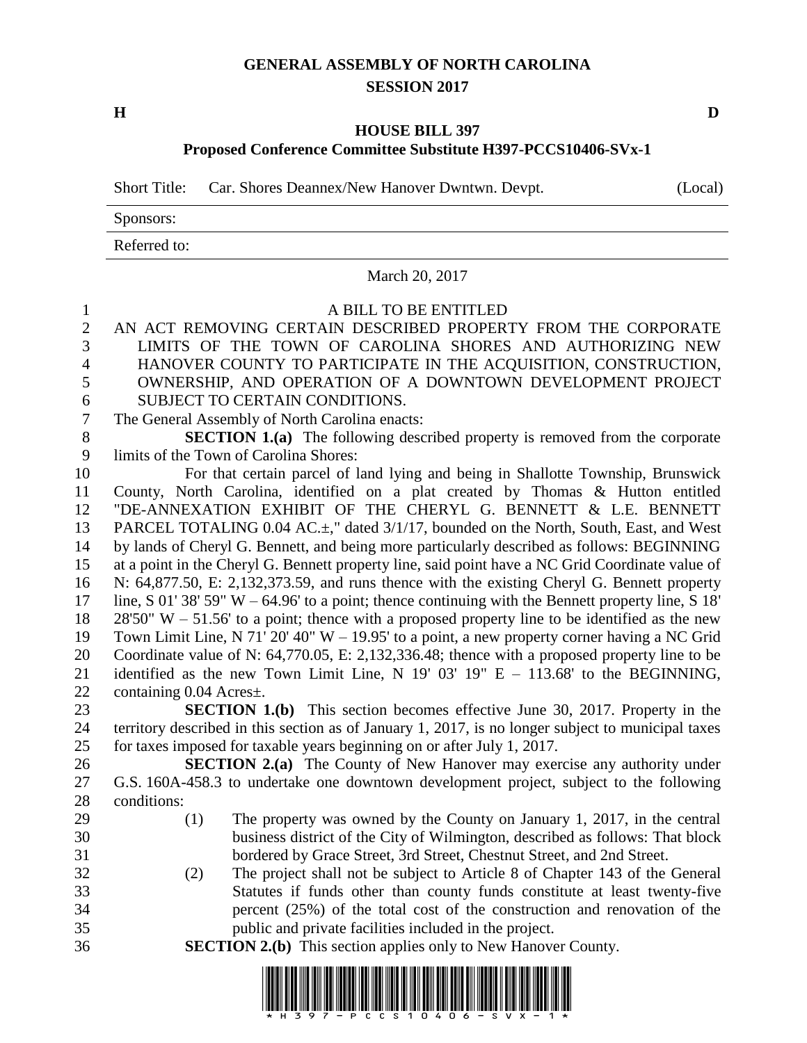# GENERAL ASSEMBLY OF NORTH CAROLINA
## SESSION 2017

**H** **D**

### HOUSE BILL 397
### Proposed Conference Committee Substitute H397-PCCS10406-SVx-1

Short Title: Car. Shores Deannex/New Hanover Dwntwn. Devpt. (Local)

Sponsors:

Referred to:

March 20, 2017

A BILL TO BE ENTITLED

AN ACT REMOVING CERTAIN DESCRIBED PROPERTY FROM THE CORPORATE LIMITS OF THE TOWN OF CAROLINA SHORES AND AUTHORIZING NEW HANOVER COUNTY TO PARTICIPATE IN THE ACQUISITION, CONSTRUCTION, OWNERSHIP, AND OPERATION OF A DOWNTOWN DEVELOPMENT PROJECT SUBJECT TO CERTAIN CONDITIONS.

The General Assembly of North Carolina enacts:

**SECTION 1.(a)** The following described property is removed from the corporate limits of the Town of Carolina Shores:

For that certain parcel of land lying and being in Shallotte Township, Brunswick County, North Carolina, identified on a plat created by Thomas & Hutton entitled "DE-ANNEXATION EXHIBIT OF THE CHERYL G. BENNETT & L.E. BENNETT PARCEL TOTALING 0.04 AC.±," dated 3/1/17, bounded on the North, South, East, and West by lands of Cheryl G. Bennett, and being more particularly described as follows: BEGINNING at a point in the Cheryl G. Bennett property line, said point have a NC Grid Coordinate value of N: 64,877.50, E: 2,132,373.59, and runs thence with the existing Cheryl G. Bennett property line, S 01' 38' 59" W – 64.96' to a point; thence continuing with the Bennett property line, S 18' 28'50" W – 51.56' to a point; thence with a proposed property line to be identified as the new Town Limit Line, N 71' 20' 40" W – 19.95' to a point, a new property corner having a NC Grid Coordinate value of N: 64,770.05, E: 2,132,336.48; thence with a proposed property line to be identified as the new Town Limit Line, N 19' 03' 19" E – 113.68' to the BEGINNING, containing 0.04 Acres±.

**SECTION 1.(b)** This section becomes effective June 30, 2017. Property in the territory described in this section as of January 1, 2017, is no longer subject to municipal taxes for taxes imposed for taxable years beginning on or after July 1, 2017.

**SECTION 2.(a)** The County of New Hanover may exercise any authority under G.S. 160A-458.3 to undertake one downtown development project, subject to the following conditions:

(1) The property was owned by the County on January 1, 2017, in the central business district of the City of Wilmington, described as follows: That block bordered by Grace Street, 3rd Street, Chestnut Street, and 2nd Street.

(2) The project shall not be subject to Article 8 of Chapter 143 of the General Statutes if funds other than county funds constitute at least twenty-five percent (25%) of the total cost of the construction and renovation of the public and private facilities included in the project.

**SECTION 2.(b)** This section applies only to New Hanover County.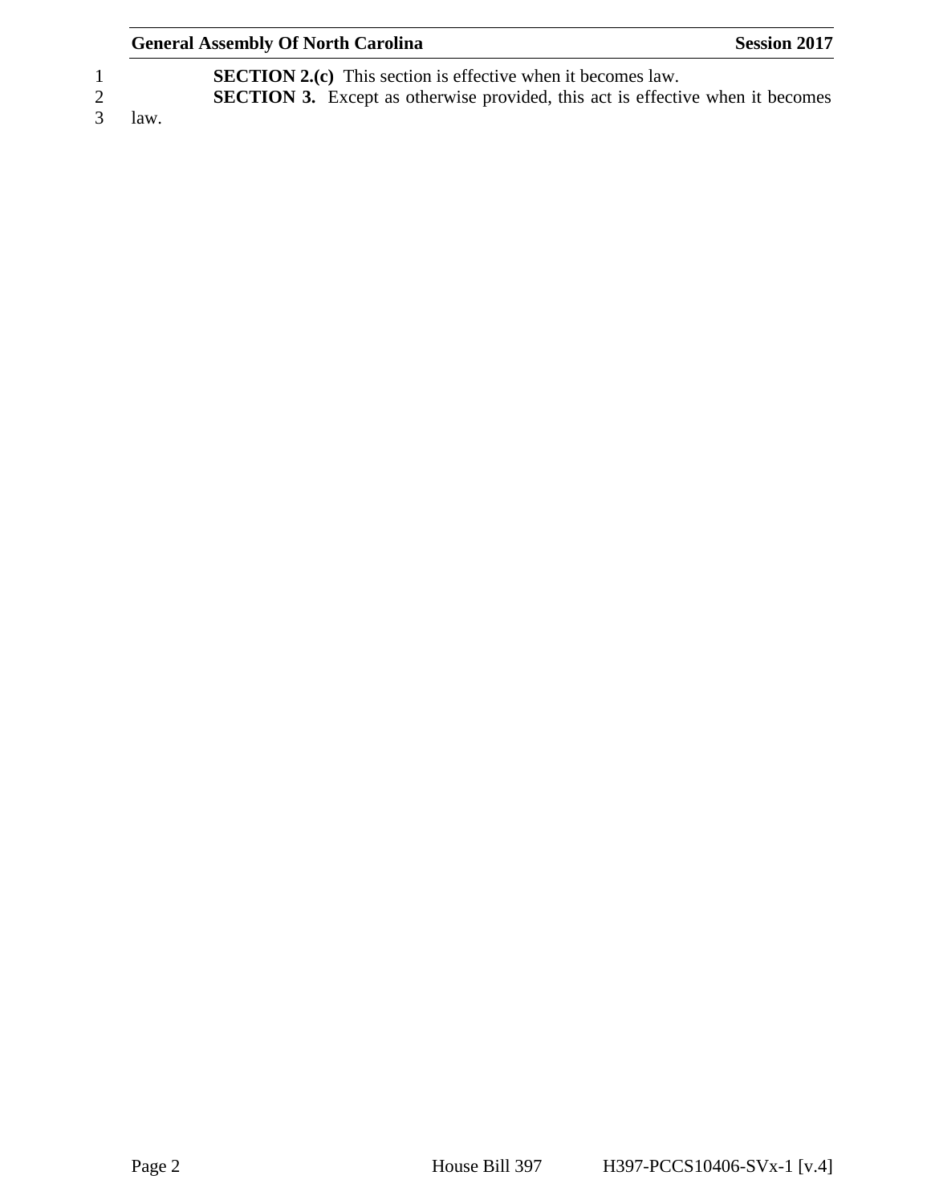**SECTION 2.(c)** This section is effective when it becomes law.

**SECTION 3.** Except as otherwise provided, this act is effective when it becomes law.